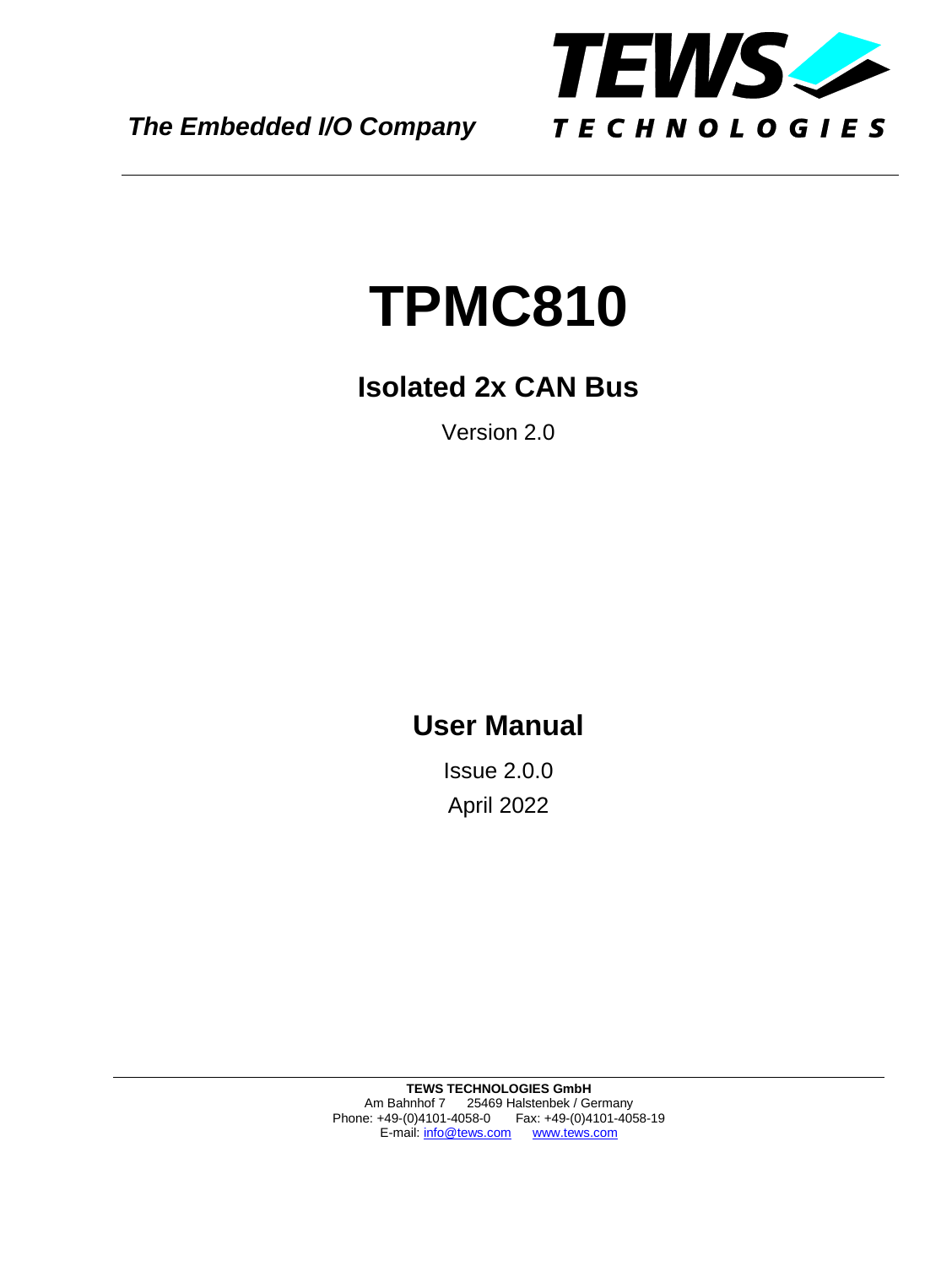*The Embedded I/O Company*

**TEWS TECHNOLOGIES**

# TPMC810

## Isolated 2x CAN Bus

Version 2.0

## User Manual

Issue 2.0.0

April 2022

**TEWS TECHNOLOGIES GmbH**
Am Bahnhof 7 25469 Halstenbek / Germany
Phone: +49-(0)4101-4058-0 Fax: +49-(0)4101-4058-19
E-mail: info@tews.com www.tews.com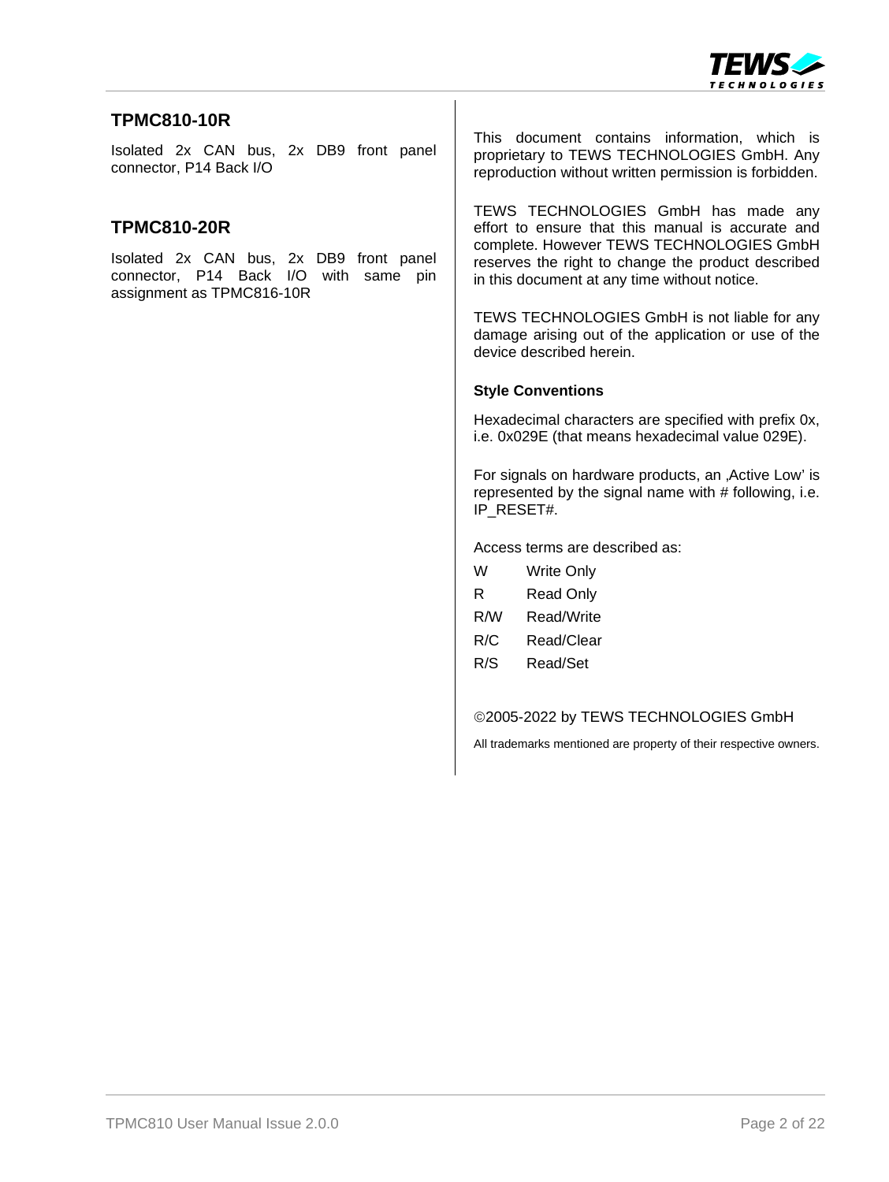## TPMC810-10R

Isolated 2x CAN bus, 2x DB9 front panel connector, P14 Back I/O

## TPMC810-20R

Isolated 2x CAN bus, 2x DB9 front panel connector, P14 Back I/O with same pin assignment as TPMC816-10R

This document contains information, which is proprietary to TEWS TECHNOLOGIES GmbH. Any reproduction without written permission is forbidden.

TEWS TECHNOLOGIES GmbH has made any effort to ensure that this manual is accurate and complete. However TEWS TECHNOLOGIES GmbH reserves the right to change the product described in this document at any time without notice.

TEWS TECHNOLOGIES GmbH is not liable for any damage arising out of the application or use of the device described herein.

### Style Conventions

Hexadecimal characters are specified with prefix 0x, i.e. 0x029E (that means hexadecimal value 029E).

For signals on hardware products, an ‚Active Low' is represented by the signal name with # following, i.e. IP_RESET#.

Access terms are described as:

| | |
|---|---|
| W | Write Only |
| R | Read Only |
| R/W | Read/Write |
| R/C | Read/Clear |
| R/S | Read/Set |

©2005-2022 by TEWS TECHNOLOGIES GmbH

All trademarks mentioned are property of their respective owners.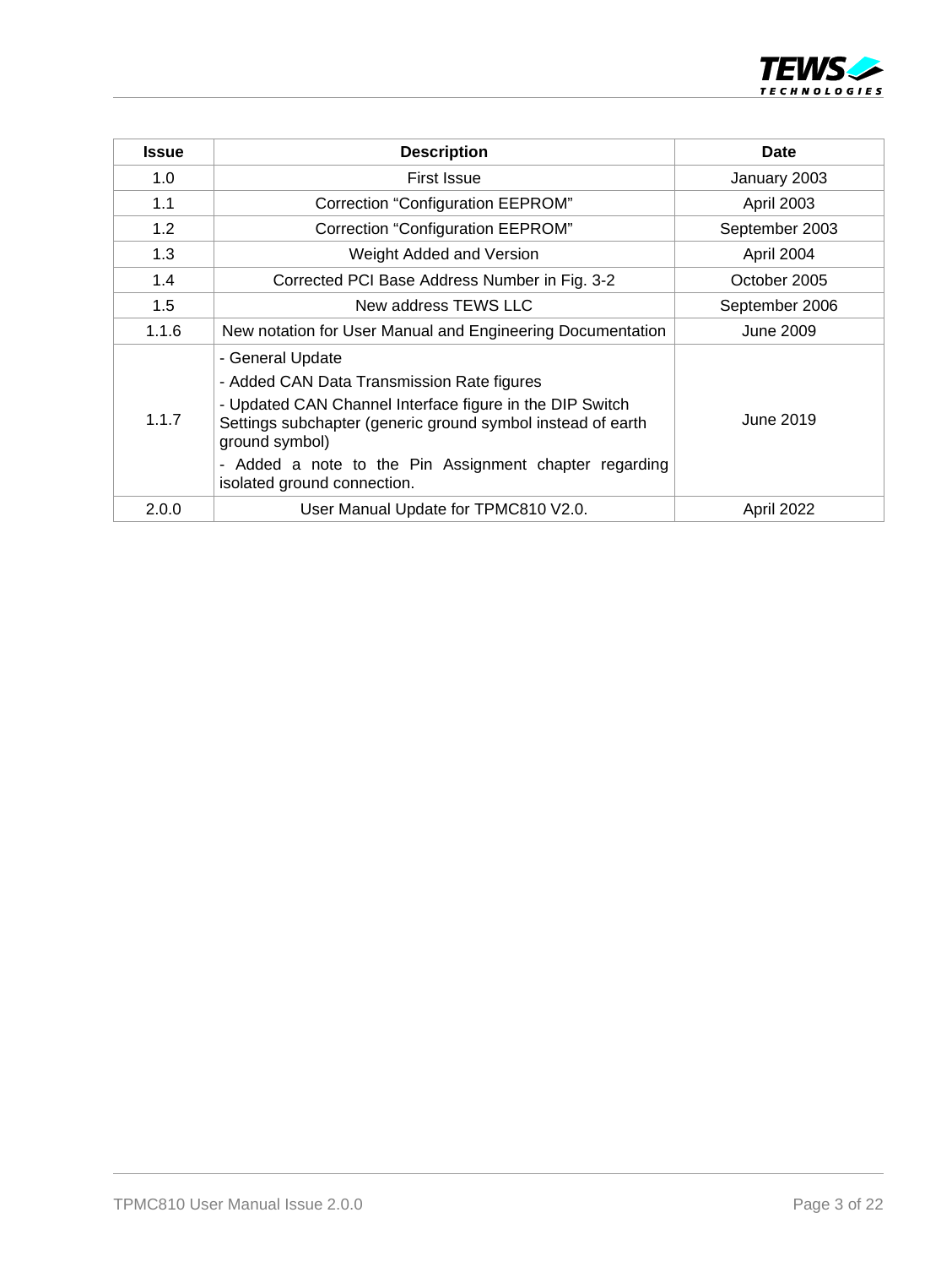| Issue | Description | Date |
|---|---|---|
| 1.0 | First Issue | January 2003 |
| 1.1 | Correction "Configuration EEPROM" | April 2003 |
| 1.2 | Correction "Configuration EEPROM" | September 2003 |
| 1.3 | Weight Added and Version | April 2004 |
| 1.4 | Corrected PCI Base Address Number in Fig. 3-2 | October 2005 |
| 1.5 | New address TEWS LLC | September 2006 |
| 1.1.6 | New notation for User Manual and Engineering Documentation | June 2009 |
| 1.1.7 | - General Update<br>- Added CAN Data Transmission Rate figures<br>- Updated CAN Channel Interface figure in the DIP Switch Settings subchapter (generic ground symbol instead of earth ground symbol)<br>- Added a note to the Pin Assignment chapter regarding isolated ground connection. | June 2019 |
| 2.0.0 | User Manual Update for TPMC810 V2.0. | April 2022 |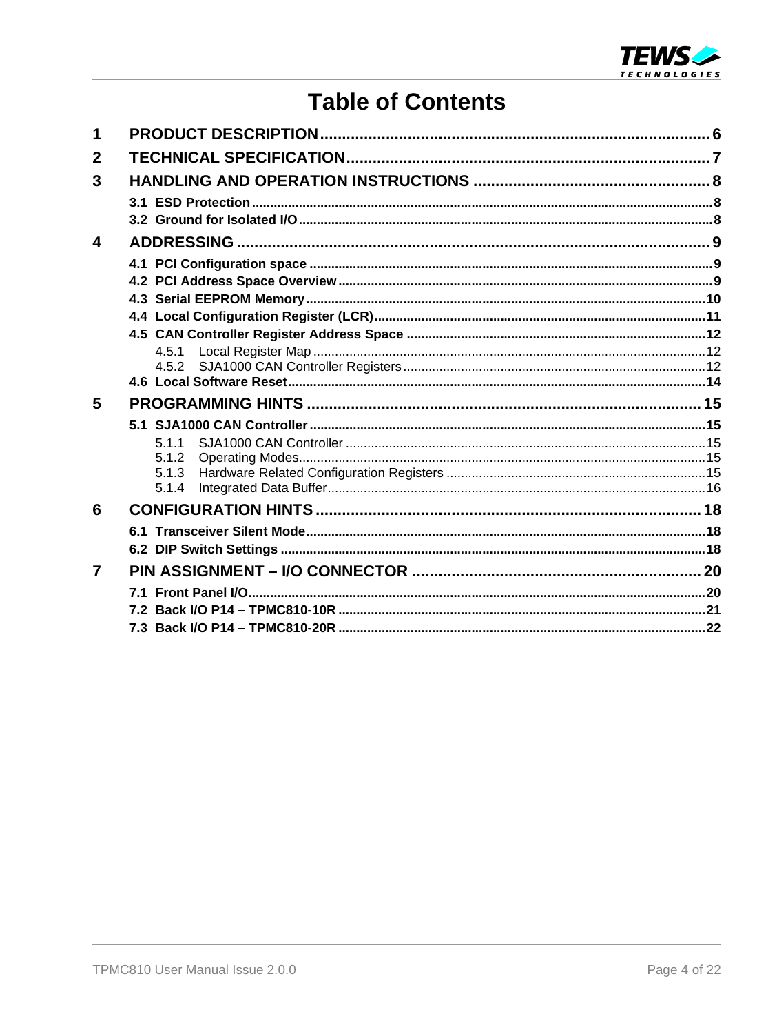# Table of Contents

1 PRODUCT DESCRIPTION ........ 6

2 TECHNICAL SPECIFICATION ........ 7

3 HANDLING AND OPERATION INSTRUCTIONS ........ 8

- 3.1 ESD Protection ........ 8
- 3.2 Ground for Isolated I/O ........ 8

4 ADDRESSING ........ 9

- 4.1 PCI Configuration space ........ 9
- 4.2 PCI Address Space Overview ........ 9
- 4.3 Serial EEPROM Memory ........ 10
- 4.4 Local Configuration Register (LCR) ........ 11
- 4.5 CAN Controller Register Address Space ........ 12
  - 4.5.1 Local Register Map ........ 12
  - 4.5.2 SJA1000 CAN Controller Registers ........ 12
- 4.6 Local Software Reset ........ 14

5 PROGRAMMING HINTS ........ 15

- 5.1 SJA1000 CAN Controller ........ 15
  - 5.1.1 SJA1000 CAN Controller ........ 15
  - 5.1.2 Operating Modes ........ 15
  - 5.1.3 Hardware Related Configuration Registers ........ 15
  - 5.1.4 Integrated Data Buffer ........ 16

6 CONFIGURATION HINTS ........ 18

- 6.1 Transceiver Silent Mode ........ 18
- 6.2 DIP Switch Settings ........ 18

7 PIN ASSIGNMENT – I/O CONNECTOR ........ 20

- 7.1 Front Panel I/O ........ 20
- 7.2 Back I/O P14 – TPMC810-10R ........ 21
- 7.3 Back I/O P14 – TPMC810-20R ........ 22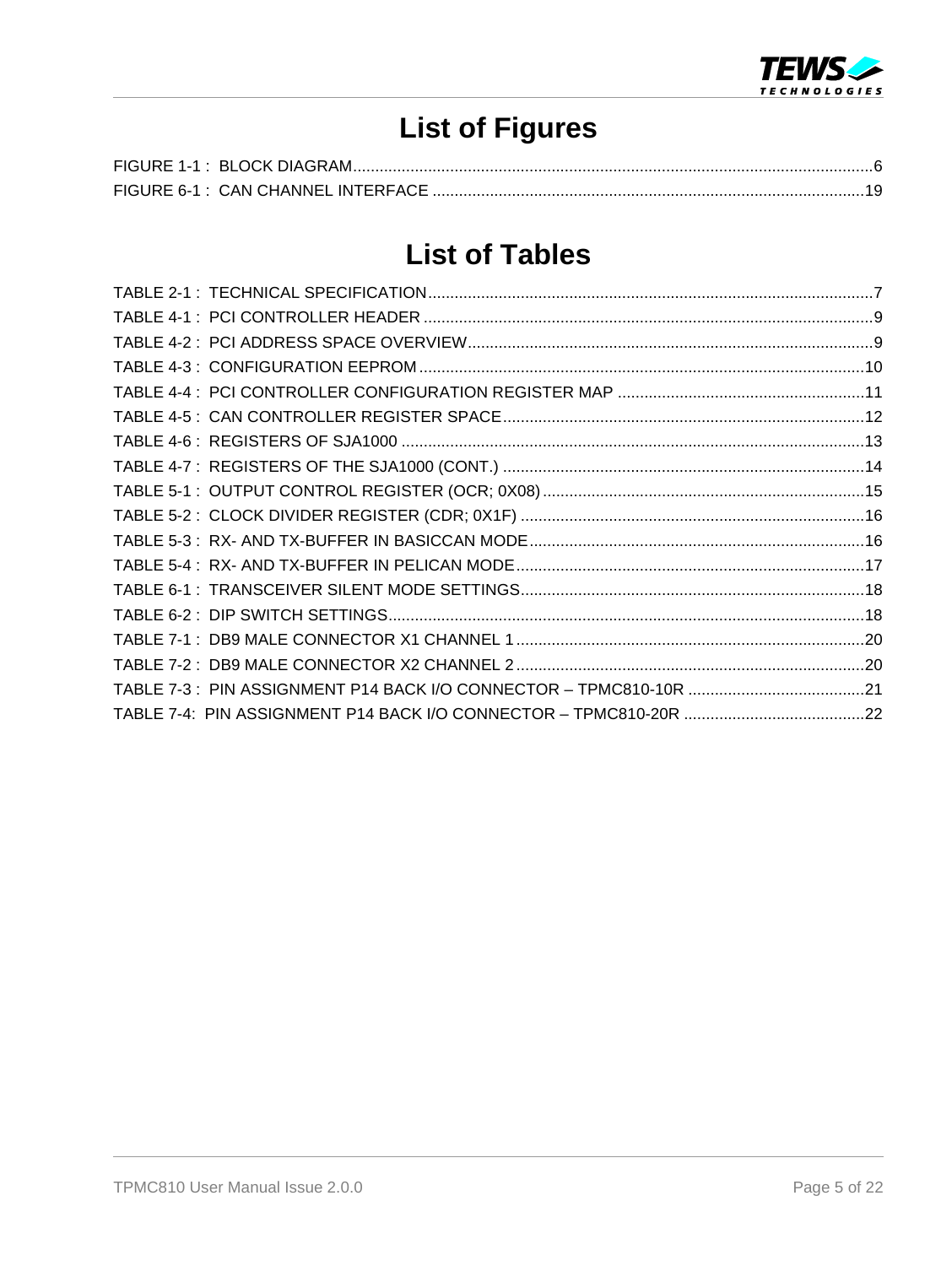# List of Figures

FIGURE 1-1 : BLOCK DIAGRAM.....................................................................................................................6
FIGURE 6-1 : CAN CHANNEL INTERFACE ..................................................................................................19

# List of Tables

TABLE 2-1 : TECHNICAL SPECIFICATION.....................................................................................................7
TABLE 4-1 : PCI CONTROLLER HEADER ......................................................................................................9
TABLE 4-2 : PCI ADDRESS SPACE OVERVIEW............................................................................................9
TABLE 4-3 : CONFIGURATION EEPROM .....................................................................................................10
TABLE 4-4 : PCI CONTROLLER CONFIGURATION REGISTER MAP .........................................................11
TABLE 4-5 : CAN CONTROLLER REGISTER SPACE..................................................................................12
TABLE 4-6 : REGISTERS OF SJA1000 ..........................................................................................................13
TABLE 4-7 : REGISTERS OF THE SJA1000 (CONT.) ...................................................................................14
TABLE 5-1 : OUTPUT CONTROL REGISTER (OCR; 0X08)..........................................................................15
TABLE 5-2 : CLOCK DIVIDER REGISTER (CDR; 0X1F) ...............................................................................16
TABLE 5-3 : RX- AND TX-BUFFER IN BASICCAN MODE.............................................................................16
TABLE 5-4 : RX- AND TX-BUFFER IN PELICAN MODE................................................................................17
TABLE 6-1 : TRANSCEIVER SILENT MODE SETTINGS...............................................................................18
TABLE 6-2 : DIP SWITCH SETTINGS.............................................................................................................18
TABLE 7-1 : DB9 MALE CONNECTOR X1 CHANNEL 1................................................................................20
TABLE 7-2 : DB9 MALE CONNECTOR X2 CHANNEL 2................................................................................20
TABLE 7-3 : PIN ASSIGNMENT P14 BACK I/O CONNECTOR – TPMC810-10R .........................................21
TABLE 7-4: PIN ASSIGNMENT P14 BACK I/O CONNECTOR – TPMC810-20R ..........................................22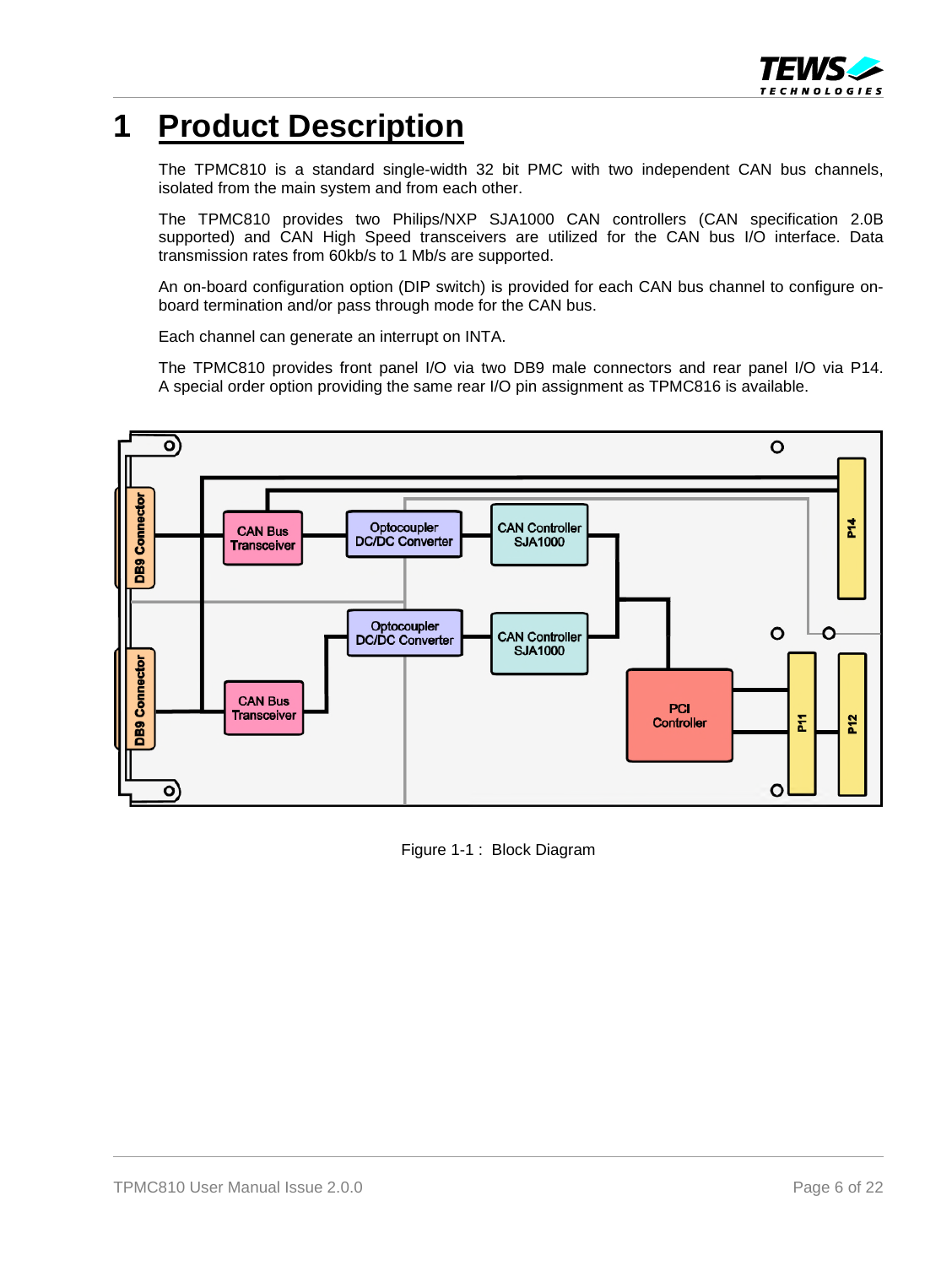# 1 Product Description

The TPMC810 is a standard single-width 32 bit PMC with two independent CAN bus channels, isolated from the main system and from each other.

The TPMC810 provides two Philips/NXP SJA1000 CAN controllers (CAN specification 2.0B supported) and CAN High Speed transceivers are utilized for the CAN bus I/O interface. Data transmission rates from 60kb/s to 1 Mb/s are supported.

An on-board configuration option (DIP switch) is provided for each CAN bus channel to configure on-board termination and/or pass through mode for the CAN bus.

Each channel can generate an interrupt on INTA.

The TPMC810 provides front panel I/O via two DB9 male connectors and rear panel I/O via P14. A special order option providing the same rear I/O pin assignment as TPMC816 is available.

Figure 1-1 : Block Diagram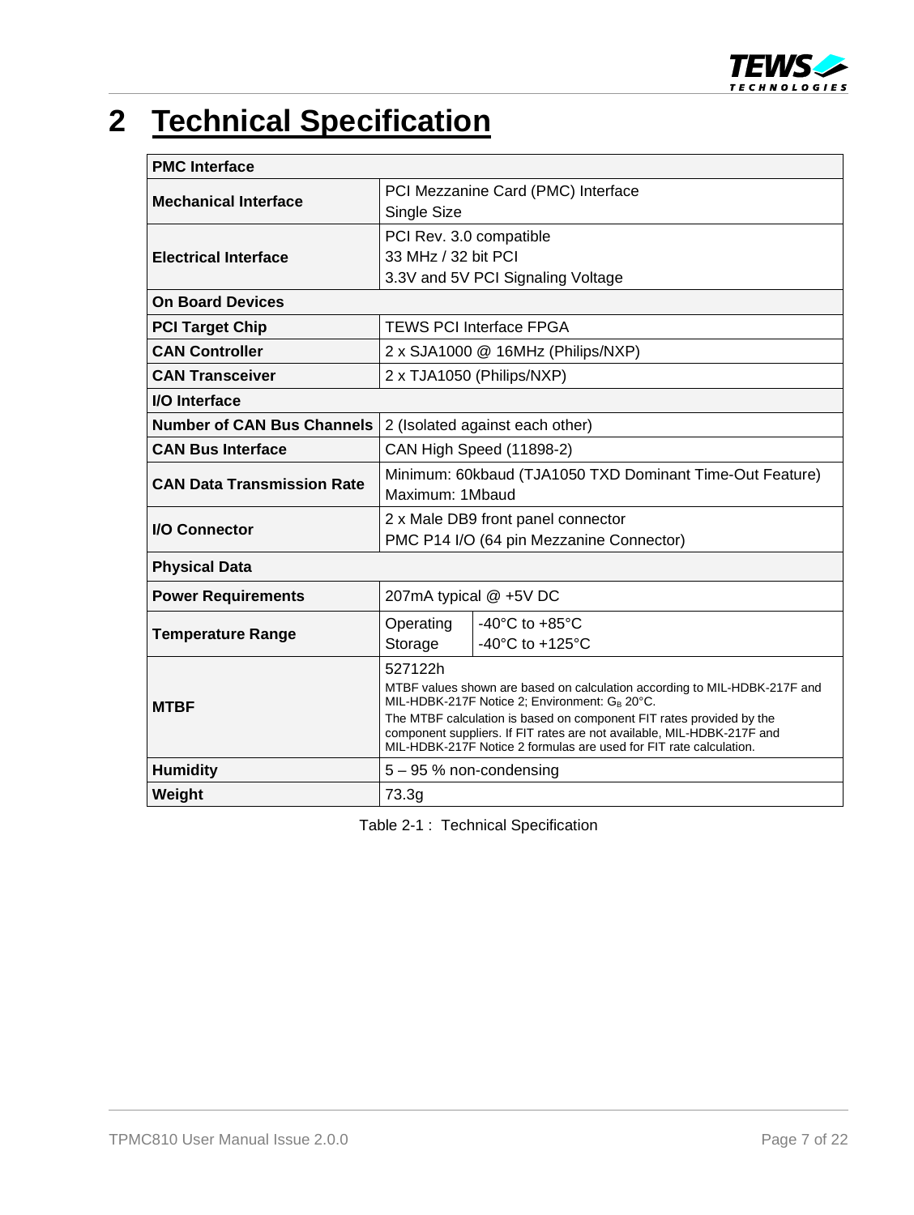# 2 Technical Specification

| **PMC Interface** | |
|---|---|
| **Mechanical Interface** | PCI Mezzanine Card (PMC) Interface<br>Single Size |
| **Electrical Interface** | PCI Rev. 3.0 compatible<br>33 MHz / 32 bit PCI<br>3.3V and 5V PCI Signaling Voltage |
| **On Board Devices** | |
| **PCI Target Chip** | TEWS PCI Interface FPGA |
| **CAN Controller** | 2 x SJA1000 @ 16MHz (Philips/NXP) |
| **CAN Transceiver** | 2 x TJA1050 (Philips/NXP) |
| **I/O Interface** | |
| **Number of CAN Bus Channels** | 2 (Isolated against each other) |
| **CAN Bus Interface** | CAN High Speed (11898-2) |
| **CAN Data Transmission Rate** | Minimum: 60kbaud (TJA1050 TXD Dominant Time-Out Feature)<br>Maximum: 1Mbaud |
| **I/O Connector** | 2 x Male DB9 front panel connector<br>PMC P14 I/O (64 pin Mezzanine Connector) |
| **Physical Data** | |
| **Power Requirements** | 207mA typical @ +5V DC |
| **Temperature Range** | Operating: -40°C to +85°C<br>Storage: -40°C to +125°C |
| **MTBF** | 527122h<br>MTBF values shown are based on calculation according to MIL-HDBK-217F and MIL-HDBK-217F Notice 2; Environment: $G_B$ 20°C.<br>The MTBF calculation is based on component FIT rates provided by the component suppliers. If FIT rates are not available, MIL-HDBK-217F and MIL-HDBK-217F Notice 2 formulas are used for FIT rate calculation. |
| **Humidity** | 5 – 95 % non-condensing |
| **Weight** | 73.3g |

Table 2-1 : Technical Specification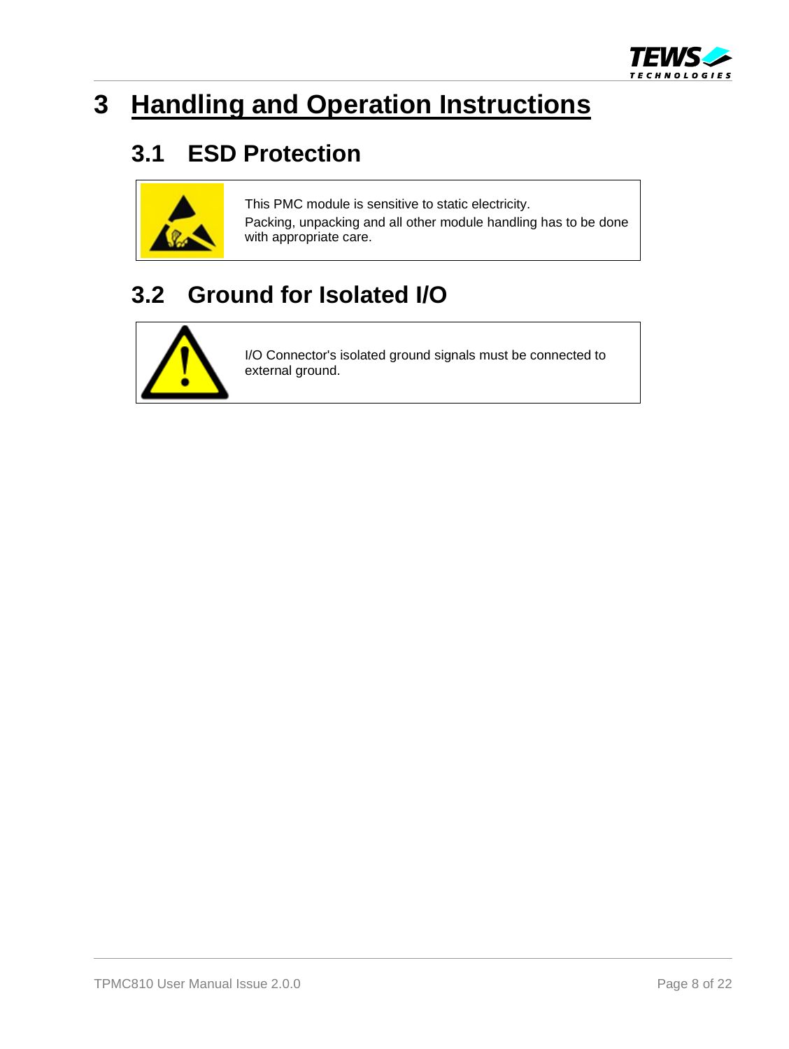# 3 Handling and Operation Instructions

## 3.1 ESD Protection

This PMC module is sensitive to static electricity.
Packing, unpacking and all other module handling has to be done with appropriate care.

## 3.2 Ground for Isolated I/O

I/O Connector's isolated ground signals must be connected to external ground.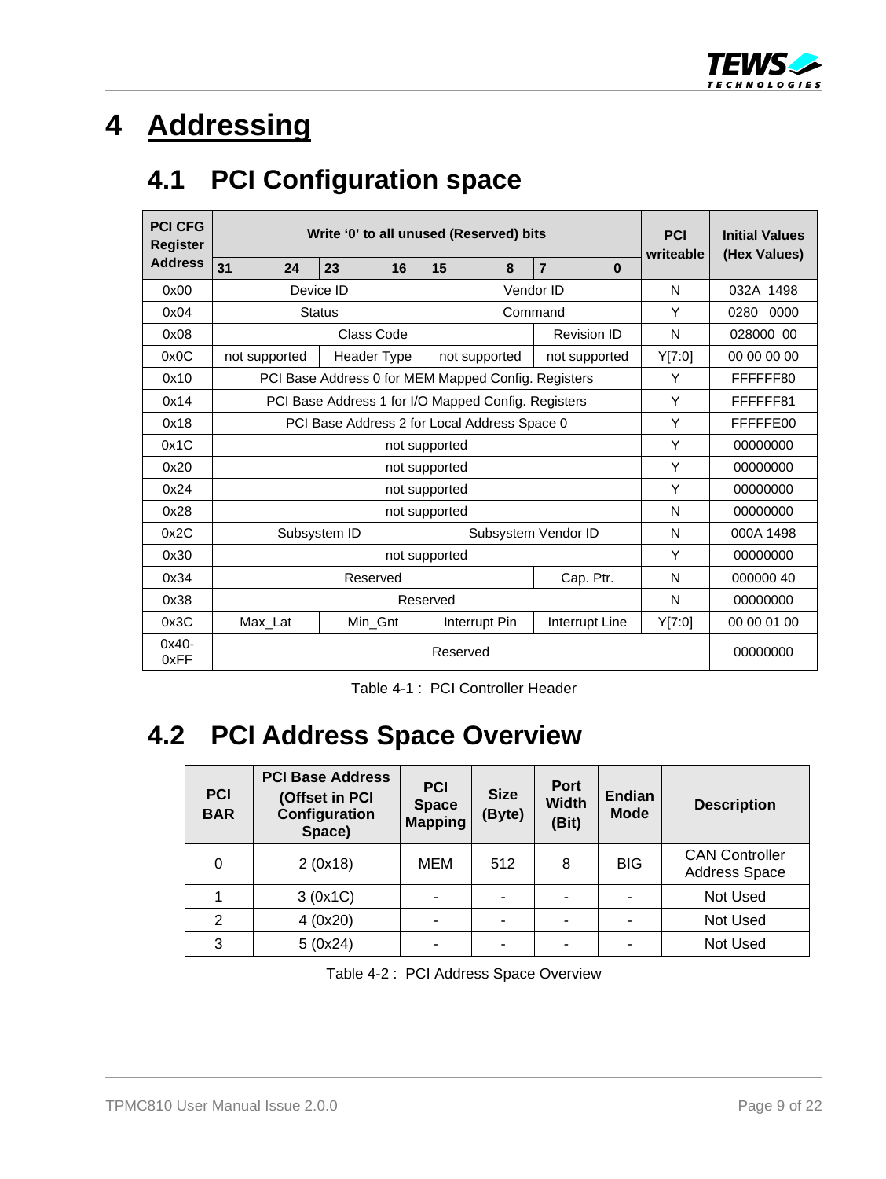# 4 Addressing

## 4.1 PCI Configuration space

| PCI CFG Register Address | Write '0' to all unused (Reserved) bits | | | | PCI writeable | Initial Values (Hex Values) |
|---|---|---|---|---|---|---|
| | 31 24 | 23 16 | 15 8 | 7 0 | | |
| 0x00 | Device ID | | Vendor ID | | N | 032A 1498 |
| 0x04 | Status | | Command | | Y | 0280 0000 |
| 0x08 | Class Code | | | Revision ID | N | 028000 00 |
| 0x0C | not supported | Header Type | not supported | not supported | Y[7:0] | 00 00 00 00 |
| 0x10 | PCI Base Address 0 for MEM Mapped Config. Registers | | | | Y | FFFFFF80 |
| 0x14 | PCI Base Address 1 for I/O Mapped Config. Registers | | | | Y | FFFFFF81 |
| 0x18 | PCI Base Address 2 for Local Address Space 0 | | | | Y | FFFFFE00 |
| 0x1C | not supported | | | | Y | 00000000 |
| 0x20 | not supported | | | | Y | 00000000 |
| 0x24 | not supported | | | | Y | 00000000 |
| 0x28 | not supported | | | | N | 00000000 |
| 0x2C | Subsystem ID | | Subsystem Vendor ID | | N | 000A 1498 |
| 0x30 | not supported | | | | Y | 00000000 |
| 0x34 | Reserved | | | Cap. Ptr. | N | 000000 40 |
| 0x38 | Reserved | | | | N | 00000000 |
| 0x3C | Max_Lat | Min_Gnt | Interrupt Pin | Interrupt Line | Y[7:0] | 00 00 01 00 |
| 0x40-0xFF | Reserved | | | | | 00000000 |

Table 4-1 : PCI Controller Header

## 4.2 PCI Address Space Overview

| PCI BAR | PCI Base Address (Offset in PCI Configuration Space) | PCI Space Mapping | Size (Byte) | Port Width (Bit) | Endian Mode | Description |
|---|---|---|---|---|---|---|
| 0 | 2 (0x18) | MEM | 512 | 8 | BIG | CAN Controller Address Space |
| 1 | 3 (0x1C) | - | - | - | - | Not Used |
| 2 | 4 (0x20) | - | - | - | - | Not Used |
| 3 | 5 (0x24) | - | - | - | - | Not Used |

Table 4-2 : PCI Address Space Overview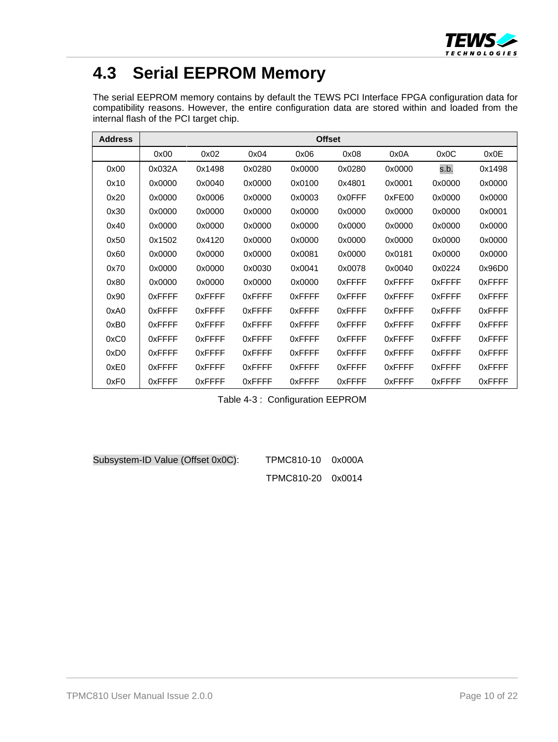## 4.3 Serial EEPROM Memory

The serial EEPROM memory contains by default the TEWS PCI Interface FPGA configuration data for compatibility reasons. However, the entire configuration data are stored within and loaded from the internal flash of the PCI target chip.

| Address | Offset | | | | | | | |
|---|---|---|---|---|---|---|---|---|
| | 0x00 | 0x02 | 0x04 | 0x06 | 0x08 | 0x0A | 0x0C | 0x0E |
| 0x00 | 0x032A | 0x1498 | 0x0280 | 0x0000 | 0x0280 | 0x0000 | s.b. | 0x1498 |
| 0x10 | 0x0000 | 0x0040 | 0x0000 | 0x0100 | 0x4801 | 0x0001 | 0x0000 | 0x0000 |
| 0x20 | 0x0000 | 0x0006 | 0x0000 | 0x0003 | 0x0FFF | 0xFE00 | 0x0000 | 0x0000 |
| 0x30 | 0x0000 | 0x0000 | 0x0000 | 0x0000 | 0x0000 | 0x0000 | 0x0000 | 0x0001 |
| 0x40 | 0x0000 | 0x0000 | 0x0000 | 0x0000 | 0x0000 | 0x0000 | 0x0000 | 0x0000 |
| 0x50 | 0x1502 | 0x4120 | 0x0000 | 0x0000 | 0x0000 | 0x0000 | 0x0000 | 0x0000 |
| 0x60 | 0x0000 | 0x0000 | 0x0000 | 0x0081 | 0x0000 | 0x0181 | 0x0000 | 0x0000 |
| 0x70 | 0x0000 | 0x0000 | 0x0030 | 0x0041 | 0x0078 | 0x0040 | 0x0224 | 0x96D0 |
| 0x80 | 0x0000 | 0x0000 | 0x0000 | 0x0000 | 0xFFFF | 0xFFFF | 0xFFFF | 0xFFFF |
| 0x90 | 0xFFFF | 0xFFFF | 0xFFFF | 0xFFFF | 0xFFFF | 0xFFFF | 0xFFFF | 0xFFFF |
| 0xA0 | 0xFFFF | 0xFFFF | 0xFFFF | 0xFFFF | 0xFFFF | 0xFFFF | 0xFFFF | 0xFFFF |
| 0xB0 | 0xFFFF | 0xFFFF | 0xFFFF | 0xFFFF | 0xFFFF | 0xFFFF | 0xFFFF | 0xFFFF |
| 0xC0 | 0xFFFF | 0xFFFF | 0xFFFF | 0xFFFF | 0xFFFF | 0xFFFF | 0xFFFF | 0xFFFF |
| 0xD0 | 0xFFFF | 0xFFFF | 0xFFFF | 0xFFFF | 0xFFFF | 0xFFFF | 0xFFFF | 0xFFFF |
| 0xE0 | 0xFFFF | 0xFFFF | 0xFFFF | 0xFFFF | 0xFFFF | 0xFFFF | 0xFFFF | 0xFFFF |
| 0xF0 | 0xFFFF | 0xFFFF | 0xFFFF | 0xFFFF | 0xFFFF | 0xFFFF | 0xFFFF | 0xFFFF |

Table 4-3 : Configuration EEPROM

| Subsystem-ID Value (Offset 0x0C): | TPMC810-10 | 0x000A |
|---|---|---|
| | TPMC810-20 | 0x0014 |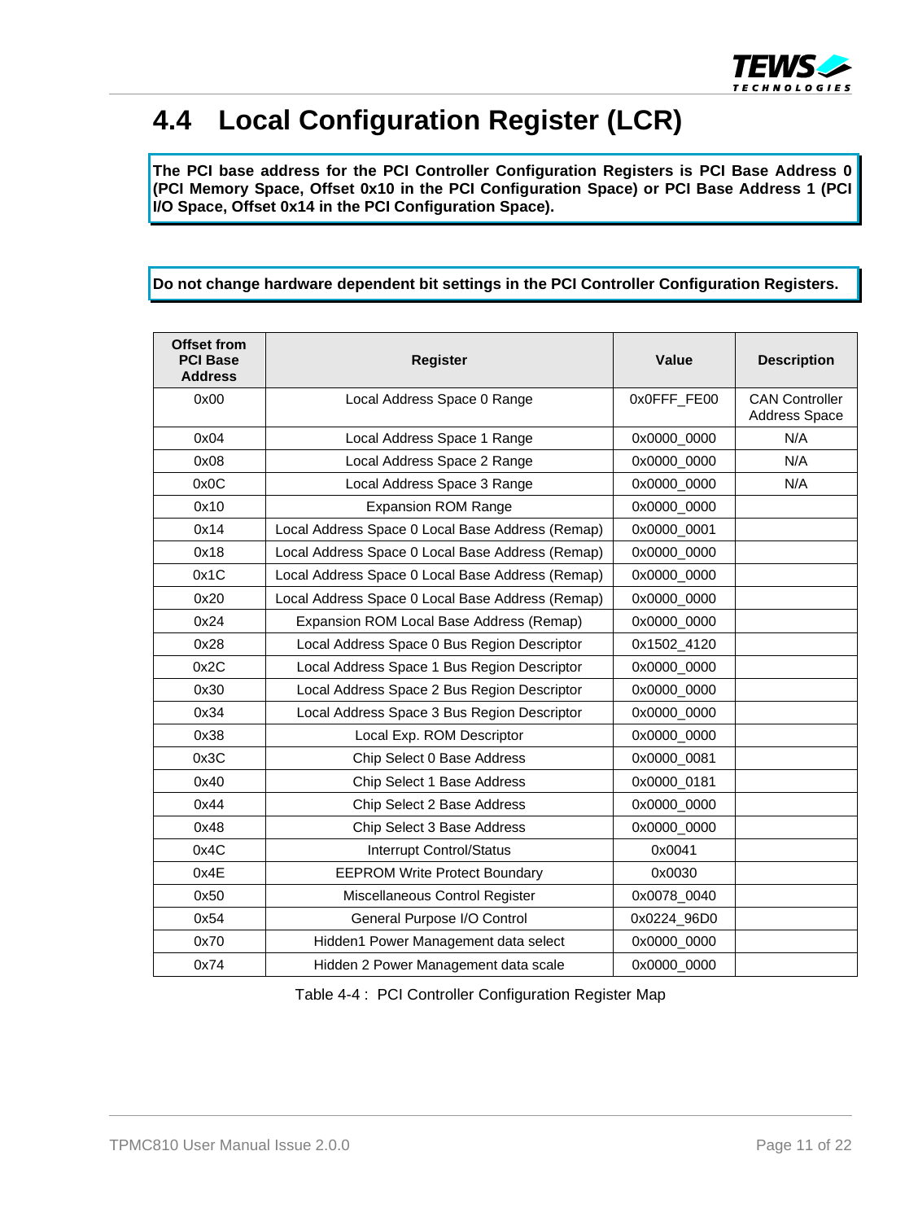# 4.4 Local Configuration Register (LCR)

**The PCI base address for the PCI Controller Configuration Registers is PCI Base Address 0 (PCI Memory Space, Offset 0x10 in the PCI Configuration Space) or PCI Base Address 1 (PCI I/O Space, Offset 0x14 in the PCI Configuration Space).**

**Do not change hardware dependent bit settings in the PCI Controller Configuration Registers.**

| Offset from PCI Base Address | Register | Value | Description |
|---|---|---|---|
| 0x00 | Local Address Space 0 Range | 0x0FFF_FE00 | CAN Controller Address Space |
| 0x04 | Local Address Space 1 Range | 0x0000_0000 | N/A |
| 0x08 | Local Address Space 2 Range | 0x0000_0000 | N/A |
| 0x0C | Local Address Space 3 Range | 0x0000_0000 | N/A |
| 0x10 | Expansion ROM Range | 0x0000_0000 | |
| 0x14 | Local Address Space 0 Local Base Address (Remap) | 0x0000_0001 | |
| 0x18 | Local Address Space 0 Local Base Address (Remap) | 0x0000_0000 | |
| 0x1C | Local Address Space 0 Local Base Address (Remap) | 0x0000_0000 | |
| 0x20 | Local Address Space 0 Local Base Address (Remap) | 0x0000_0000 | |
| 0x24 | Expansion ROM Local Base Address (Remap) | 0x0000_0000 | |
| 0x28 | Local Address Space 0 Bus Region Descriptor | 0x1502_4120 | |
| 0x2C | Local Address Space 1 Bus Region Descriptor | 0x0000_0000 | |
| 0x30 | Local Address Space 2 Bus Region Descriptor | 0x0000_0000 | |
| 0x34 | Local Address Space 3 Bus Region Descriptor | 0x0000_0000 | |
| 0x38 | Local Exp. ROM Descriptor | 0x0000_0000 | |
| 0x3C | Chip Select 0 Base Address | 0x0000_0081 | |
| 0x40 | Chip Select 1 Base Address | 0x0000_0181 | |
| 0x44 | Chip Select 2 Base Address | 0x0000_0000 | |
| 0x48 | Chip Select 3 Base Address | 0x0000_0000 | |
| 0x4C | Interrupt Control/Status | 0x0041 | |
| 0x4E | EEPROM Write Protect Boundary | 0x0030 | |
| 0x50 | Miscellaneous Control Register | 0x0078_0040 | |
| 0x54 | General Purpose I/O Control | 0x0224_96D0 | |
| 0x70 | Hidden1 Power Management data select | 0x0000_0000 | |
| 0x74 | Hidden 2 Power Management data scale | 0x0000_0000 | |

Table 4-4 : PCI Controller Configuration Register Map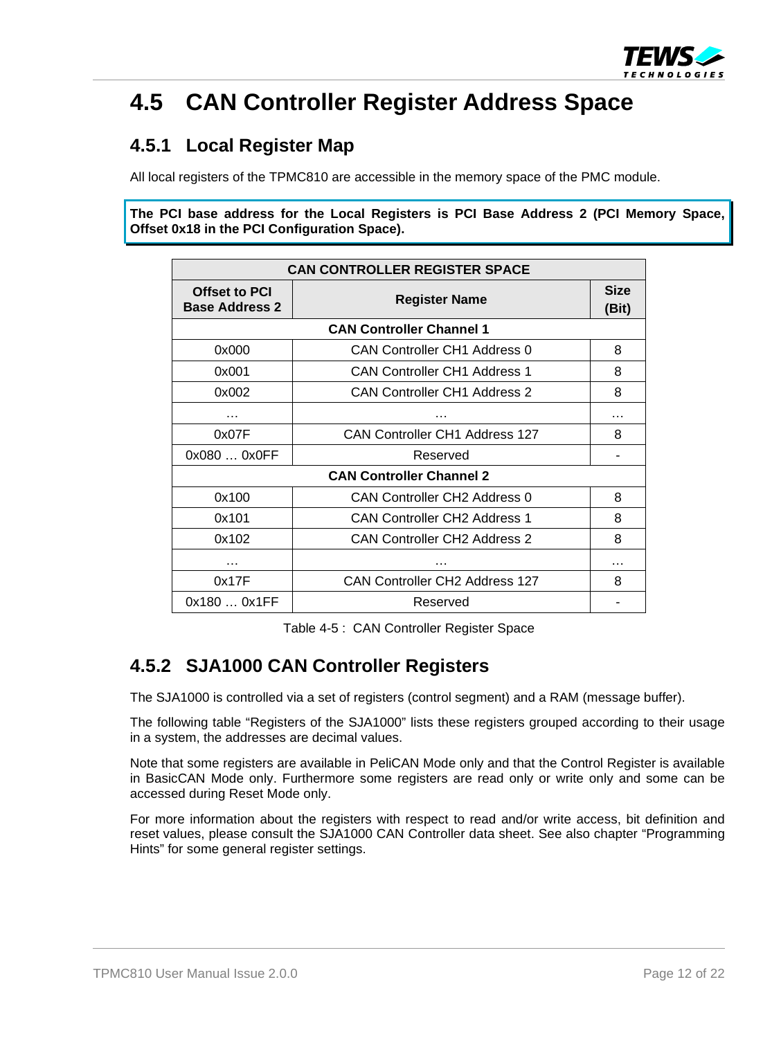# 4.5 CAN Controller Register Address Space

## 4.5.1 Local Register Map

All local registers of the TPMC810 are accessible in the memory space of the PMC module.

**The PCI base address for the Local Registers is PCI Base Address 2 (PCI Memory Space, Offset 0x18 in the PCI Configuration Space).**

| CAN CONTROLLER REGISTER SPACE | | |
|---|---|---|
| **Offset to PCI Base Address 2** | **Register Name** | **Size (Bit)** |
| **CAN Controller Channel 1** | | |
| 0x000 | CAN Controller CH1 Address 0 | 8 |
| 0x001 | CAN Controller CH1 Address 1 | 8 |
| 0x002 | CAN Controller CH1 Address 2 | 8 |
| … | … | … |
| 0x07F | CAN Controller CH1 Address 127 | 8 |
| 0x080 … 0x0FF | Reserved | - |
| **CAN Controller Channel 2** | | |
| 0x100 | CAN Controller CH2 Address 0 | 8 |
| 0x101 | CAN Controller CH2 Address 1 | 8 |
| 0x102 | CAN Controller CH2 Address 2 | 8 |
| … | … | … |
| 0x17F | CAN Controller CH2 Address 127 | 8 |
| 0x180 … 0x1FF | Reserved | - |

Table 4-5 : CAN Controller Register Space

## 4.5.2 SJA1000 CAN Controller Registers

The SJA1000 is controlled via a set of registers (control segment) and a RAM (message buffer).

The following table "Registers of the SJA1000" lists these registers grouped according to their usage in a system, the addresses are decimal values.

Note that some registers are available in PeliCAN Mode only and that the Control Register is available in BasicCAN Mode only. Furthermore some registers are read only or write only and some can be accessed during Reset Mode only.

For more information about the registers with respect to read and/or write access, bit definition and reset values, please consult the SJA1000 CAN Controller data sheet. See also chapter "Programming Hints" for some general register settings.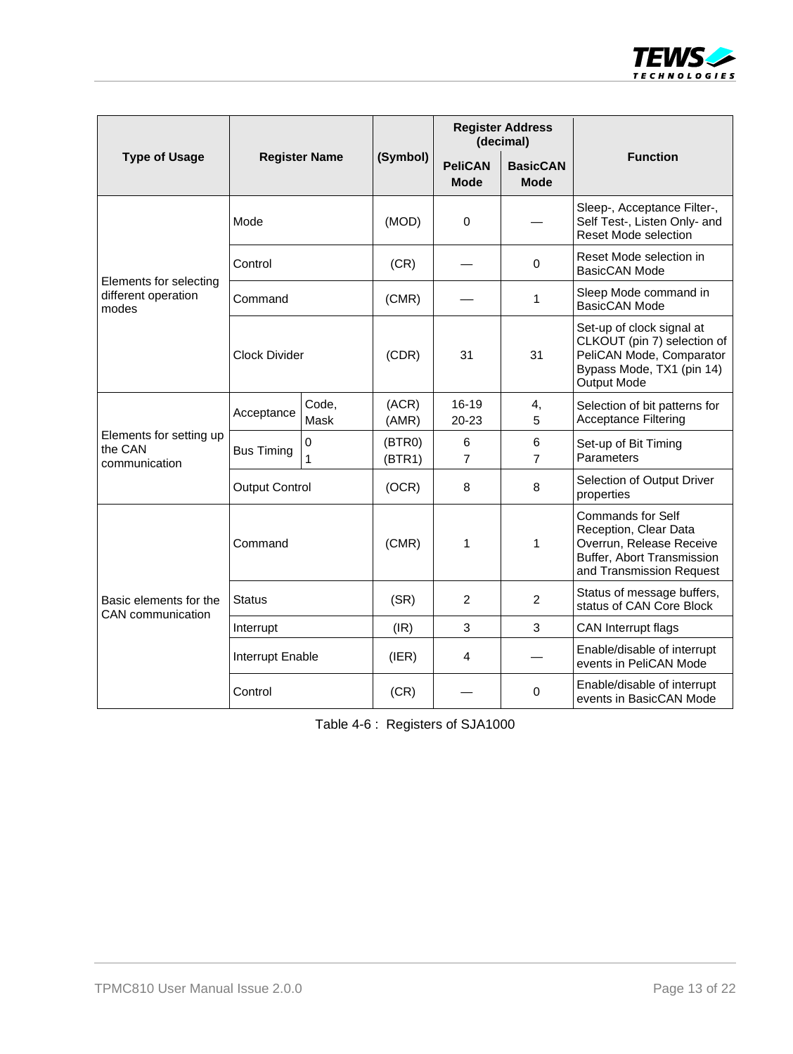| Type of Usage | Register Name | | (Symbol) | Register Address (decimal) | | Function |
|---|---|---|---|---|---|---|
| | | | | PeliCAN Mode | BasicCAN Mode | |
| Elements for selecting different operation modes | Mode | | (MOD) | 0 | — | Sleep-, Acceptance Filter-, Self Test-, Listen Only- and Reset Mode selection |
| | Control | | (CR) | — | 0 | Reset Mode selection in BasicCAN Mode |
| | Command | | (CMR) | — | 1 | Sleep Mode command in BasicCAN Mode |
| | Clock Divider | | (CDR) | 31 | 31 | Set-up of clock signal at CLKOUT (pin 7) selection of PeliCAN Mode, Comparator Bypass Mode, TX1 (pin 14) Output Mode |
| Elements for setting up the CAN communication | Acceptance | Code, Mask | (ACR) (AMR) | 16-19 20-23 | 4, 5 | Selection of bit patterns for Acceptance Filtering |
| | Bus Timing | 0 1 | (BTR0) (BTR1) | 6 7 | 6 7 | Set-up of Bit Timing Parameters |
| | Output Control | | (OCR) | 8 | 8 | Selection of Output Driver properties |
| Basic elements for the CAN communication | Command | | (CMR) | 1 | 1 | Commands for Self Reception, Clear Data Overrun, Release Receive Buffer, Abort Transmission and Transmission Request |
| | Status | | (SR) | 2 | 2 | Status of message buffers, status of CAN Core Block |
| | Interrupt | | (IR) | 3 | 3 | CAN Interrupt flags |
| | Interrupt Enable | | (IER) | 4 | — | Enable/disable of interrupt events in PeliCAN Mode |
| | Control | | (CR) | — | 0 | Enable/disable of interrupt events in BasicCAN Mode |

Table 4-6 : Registers of SJA1000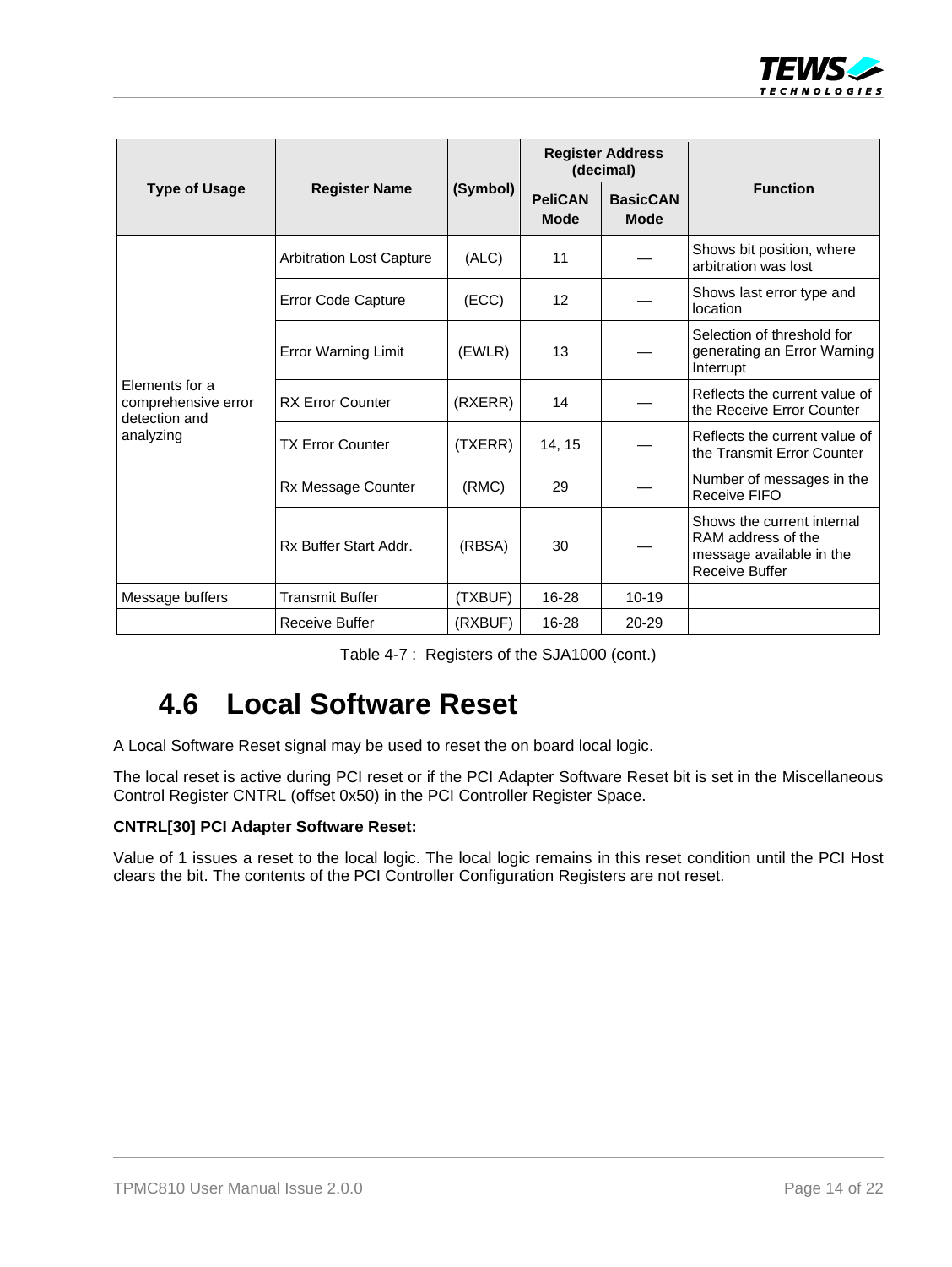| Type of Usage | Register Name | (Symbol) | Register Address (decimal) | | Function |
|---|---|---|---|---|---|
| | | | PeliCAN Mode | BasicCAN Mode | |
| Elements for a comprehensive error detection and analyzing | Arbitration Lost Capture | (ALC) | 11 | — | Shows bit position, where arbitration was lost |
| | Error Code Capture | (ECC) | 12 | — | Shows last error type and location |
| | Error Warning Limit | (EWLR) | 13 | — | Selection of threshold for generating an Error Warning Interrupt |
| | RX Error Counter | (RXERR) | 14 | — | Reflects the current value of the Receive Error Counter |
| | TX Error Counter | (TXERR) | 14, 15 | — | Reflects the current value of the Transmit Error Counter |
| | Rx Message Counter | (RMC) | 29 | — | Number of messages in the Receive FIFO |
| | Rx Buffer Start Addr. | (RBSA) | 30 | — | Shows the current internal RAM address of the message available in the Receive Buffer |
| Message buffers | Transmit Buffer | (TXBUF) | 16-28 | 10-19 | |
| | Receive Buffer | (RXBUF) | 16-28 | 20-29 | |

Table 4-7 : Registers of the SJA1000 (cont.)

## 4.6 Local Software Reset

A Local Software Reset signal may be used to reset the on board local logic.

The local reset is active during PCI reset or if the PCI Adapter Software Reset bit is set in the Miscellaneous Control Register CNTRL (offset 0x50) in the PCI Controller Register Space.

**CNTRL[30] PCI Adapter Software Reset:**

Value of 1 issues a reset to the local logic. The local logic remains in this reset condition until the PCI Host clears the bit. The contents of the PCI Controller Configuration Registers are not reset.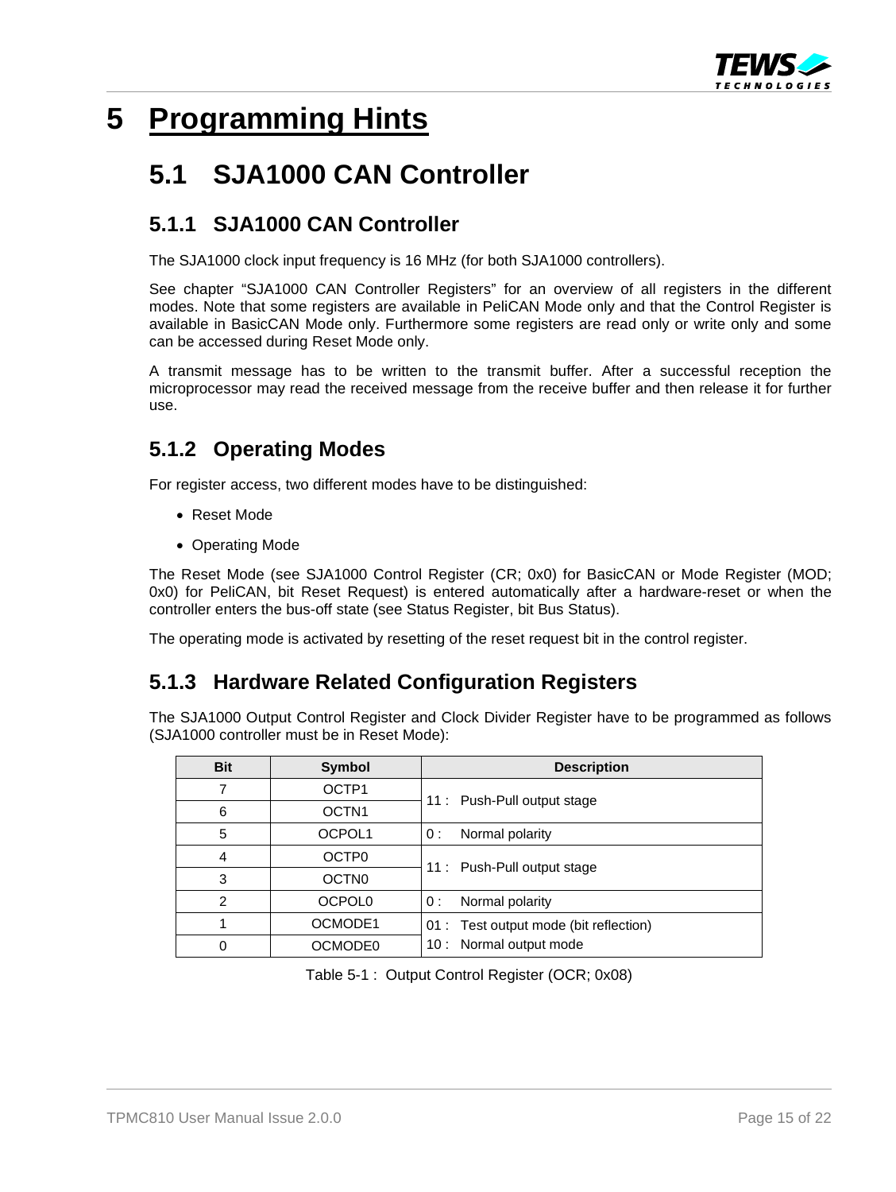# 5 Programming Hints

## 5.1 SJA1000 CAN Controller

### 5.1.1 SJA1000 CAN Controller

The SJA1000 clock input frequency is 16 MHz (for both SJA1000 controllers).

See chapter "SJA1000 CAN Controller Registers" for an overview of all registers in the different modes. Note that some registers are available in PeliCAN Mode only and that the Control Register is available in BasicCAN Mode only. Furthermore some registers are read only or write only and some can be accessed during Reset Mode only.

A transmit message has to be written to the transmit buffer. After a successful reception the microprocessor may read the received message from the receive buffer and then release it for further use.

### 5.1.2 Operating Modes

For register access, two different modes have to be distinguished:

- Reset Mode
- Operating Mode

The Reset Mode (see SJA1000 Control Register (CR; 0x0) for BasicCAN or Mode Register (MOD; 0x0) for PeliCAN, bit Reset Request) is entered automatically after a hardware-reset or when the controller enters the bus-off state (see Status Register, bit Bus Status).

The operating mode is activated by resetting of the reset request bit in the control register.

### 5.1.3 Hardware Related Configuration Registers

The SJA1000 Output Control Register and Clock Divider Register have to be programmed as follows (SJA1000 controller must be in Reset Mode):

| Bit | Symbol | Description |
|---|---|---|
| 7 | OCTP1 | 11 : Push-Pull output stage |
| 6 | OCTN1 | |
| 5 | OCPOL1 | 0 : Normal polarity |
| 4 | OCTP0 | 11 : Push-Pull output stage |
| 3 | OCTN0 | |
| 2 | OCPOL0 | 0 : Normal polarity |
| 1 | OCMODE1 | 01 : Test output mode (bit reflection) |
| 0 | OCMODE0 | 10 : Normal output mode |

Table 5-1 : Output Control Register (OCR; 0x08)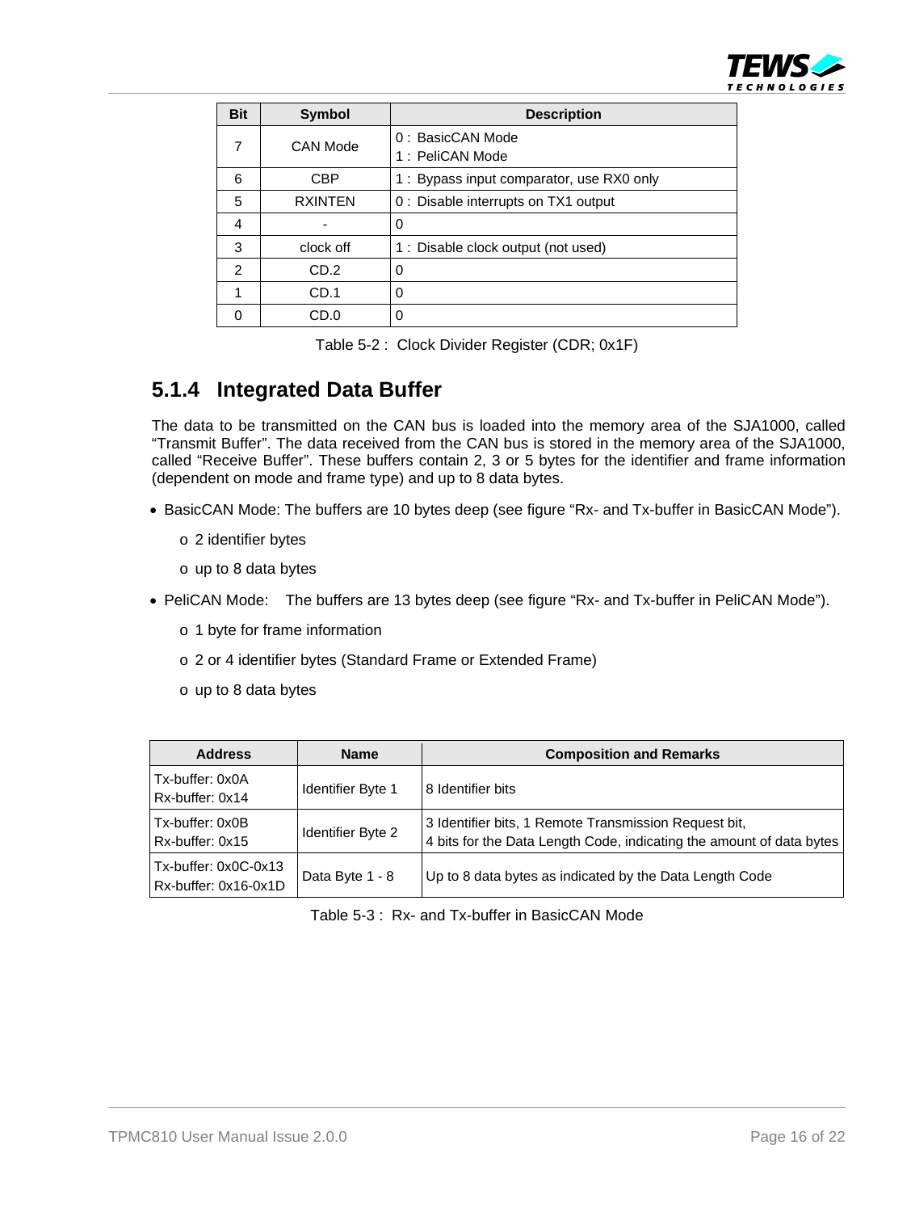| Bit | Symbol | Description |
|---|---|---|
| 7 | CAN Mode | 0 : BasicCAN Mode<br>1 : PeliCAN Mode |
| 6 | CBP | 1 : Bypass input comparator, use RX0 only |
| 5 | RXINTEN | 0 : Disable interrupts on TX1 output |
| 4 | - | 0 |
| 3 | clock off | 1 : Disable clock output (not used) |
| 2 | CD.2 | 0 |
| 1 | CD.1 | 0 |
| 0 | CD.0 | 0 |

Table 5-2 : Clock Divider Register (CDR; 0x1F)

### 5.1.4 Integrated Data Buffer

The data to be transmitted on the CAN bus is loaded into the memory area of the SJA1000, called "Transmit Buffer". The data received from the CAN bus is stored in the memory area of the SJA1000, called "Receive Buffer". These buffers contain 2, 3 or 5 bytes for the identifier and frame information (dependent on mode and frame type) and up to 8 data bytes.

- BasicCAN Mode: The buffers are 10 bytes deep (see figure "Rx- and Tx-buffer in BasicCAN Mode").
  - 2 identifier bytes
  - up to 8 data bytes
- PeliCAN Mode: The buffers are 13 bytes deep (see figure "Rx- and Tx-buffer in PeliCAN Mode").
  - 1 byte for frame information
  - 2 or 4 identifier bytes (Standard Frame or Extended Frame)
  - up to 8 data bytes

| Address | Name | Composition and Remarks |
|---|---|---|
| Tx-buffer: 0x0A<br>Rx-buffer: 0x14 | Identifier Byte 1 | 8 Identifier bits |
| Tx-buffer: 0x0B<br>Rx-buffer: 0x15 | Identifier Byte 2 | 3 Identifier bits, 1 Remote Transmission Request bit,<br>4 bits for the Data Length Code, indicating the amount of data bytes |
| Tx-buffer: 0x0C-0x13<br>Rx-buffer: 0x16-0x1D | Data Byte 1 - 8 | Up to 8 data bytes as indicated by the Data Length Code |

Table 5-3 : Rx- and Tx-buffer in BasicCAN Mode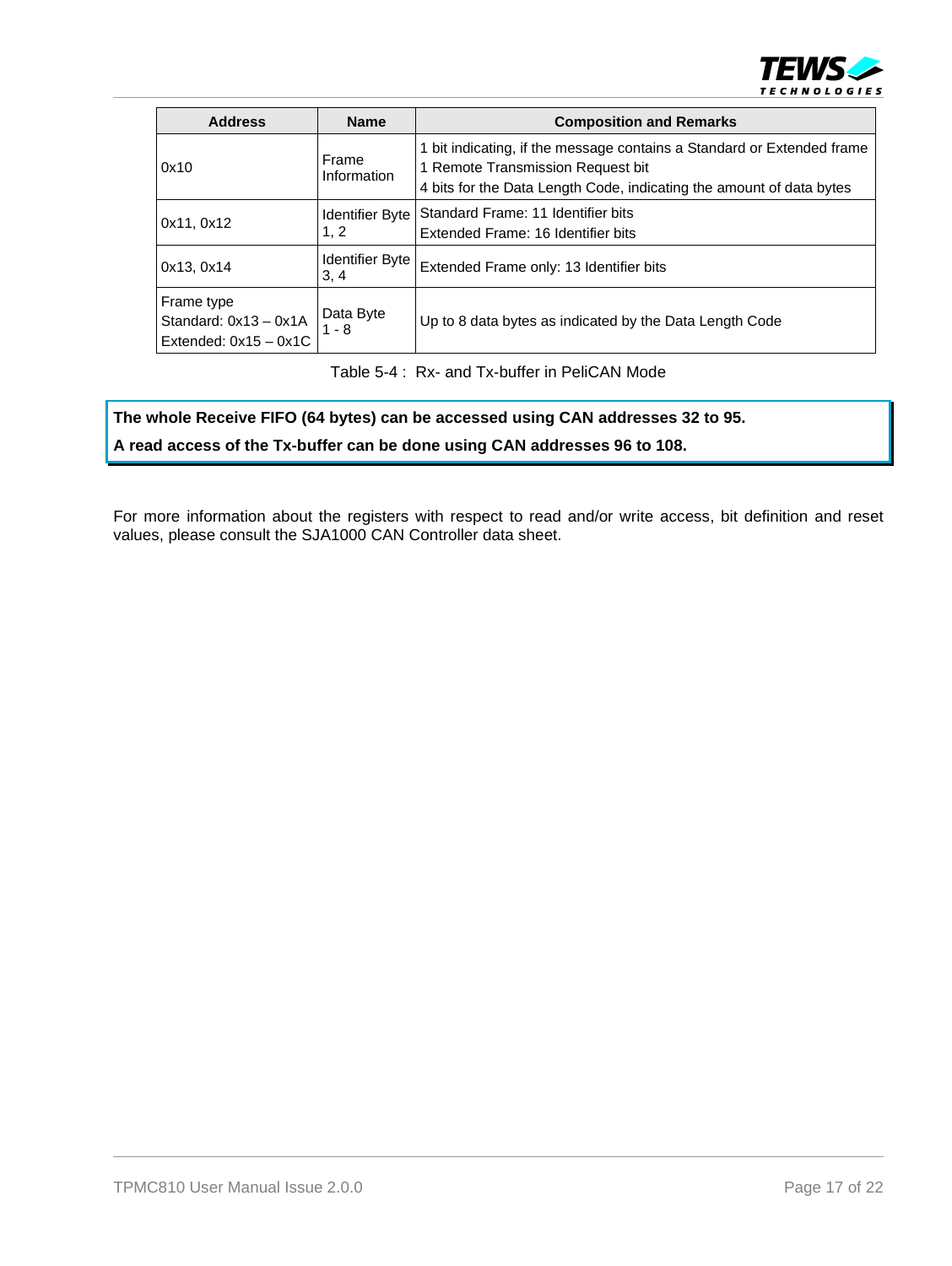| Address | Name | Composition and Remarks |
|---|---|---|
| 0x10 | Frame Information | 1 bit indicating, if the message contains a Standard or Extended frame<br>1 Remote Transmission Request bit<br>4 bits for the Data Length Code, indicating the amount of data bytes |
| 0x11, 0x12 | Identifier Byte 1, 2 | Standard Frame: 11 Identifier bits<br>Extended Frame: 16 Identifier bits |
| 0x13, 0x14 | Identifier Byte 3, 4 | Extended Frame only: 13 Identifier bits |
| Frame type<br>Standard: 0x13 – 0x1A<br>Extended: 0x15 – 0x1C | Data Byte 1 - 8 | Up to 8 data bytes as indicated by the Data Length Code |

Table 5-4 : Rx- and Tx-buffer in PeliCAN Mode

**The whole Receive FIFO (64 bytes) can be accessed using CAN addresses 32 to 95.**

**A read access of the Tx-buffer can be done using CAN addresses 96 to 108.**

For more information about the registers with respect to read and/or write access, bit definition and reset values, please consult the SJA1000 CAN Controller data sheet.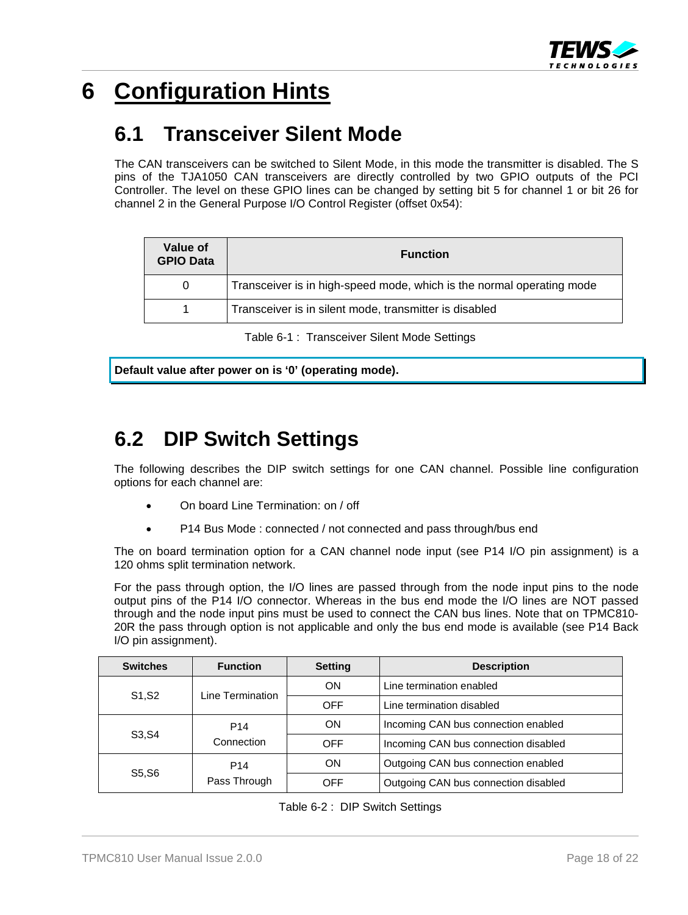# 6 Configuration Hints

## 6.1 Transceiver Silent Mode

The CAN transceivers can be switched to Silent Mode, in this mode the transmitter is disabled. The S pins of the TJA1050 CAN transceivers are directly controlled by two GPIO outputs of the PCI Controller. The level on these GPIO lines can be changed by setting bit 5 for channel 1 or bit 26 for channel 2 in the General Purpose I/O Control Register (offset 0x54):

| Value of GPIO Data | Function |
|---|---|
| 0 | Transceiver is in high-speed mode, which is the normal operating mode |
| 1 | Transceiver is in silent mode, transmitter is disabled |

Table 6-1 : Transceiver Silent Mode Settings

**Default value after power on is '0' (operating mode).**

## 6.2 DIP Switch Settings

The following describes the DIP switch settings for one CAN channel. Possible line configuration options for each channel are:

- On board Line Termination: on / off
- P14 Bus Mode : connected / not connected and pass through/bus end

The on board termination option for a CAN channel node input (see P14 I/O pin assignment) is a 120 ohms split termination network.

For the pass through option, the I/O lines are passed through from the node input pins to the node output pins of the P14 I/O connector. Whereas in the bus end mode the I/O lines are NOT passed through and the node input pins must be used to connect the CAN bus lines. Note that on TPMC810-20R the pass through option is not applicable and only the bus end mode is available (see P14 Back I/O pin assignment).

| Switches | Function | Setting | Description |
|---|---|---|---|
| S1,S2 | Line Termination | ON | Line termination enabled |
| | | OFF | Line termination disabled |
| S3,S4 | P14 Connection | ON | Incoming CAN bus connection enabled |
| | | OFF | Incoming CAN bus connection disabled |
| S5,S6 | P14 Pass Through | ON | Outgoing CAN bus connection enabled |
| | | OFF | Outgoing CAN bus connection disabled |

Table 6-2 : DIP Switch Settings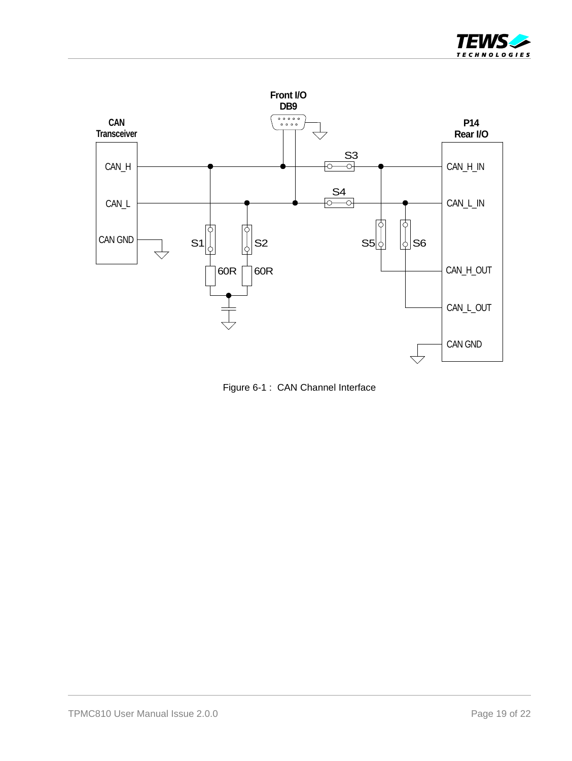Figure 6-1 : CAN Channel Interface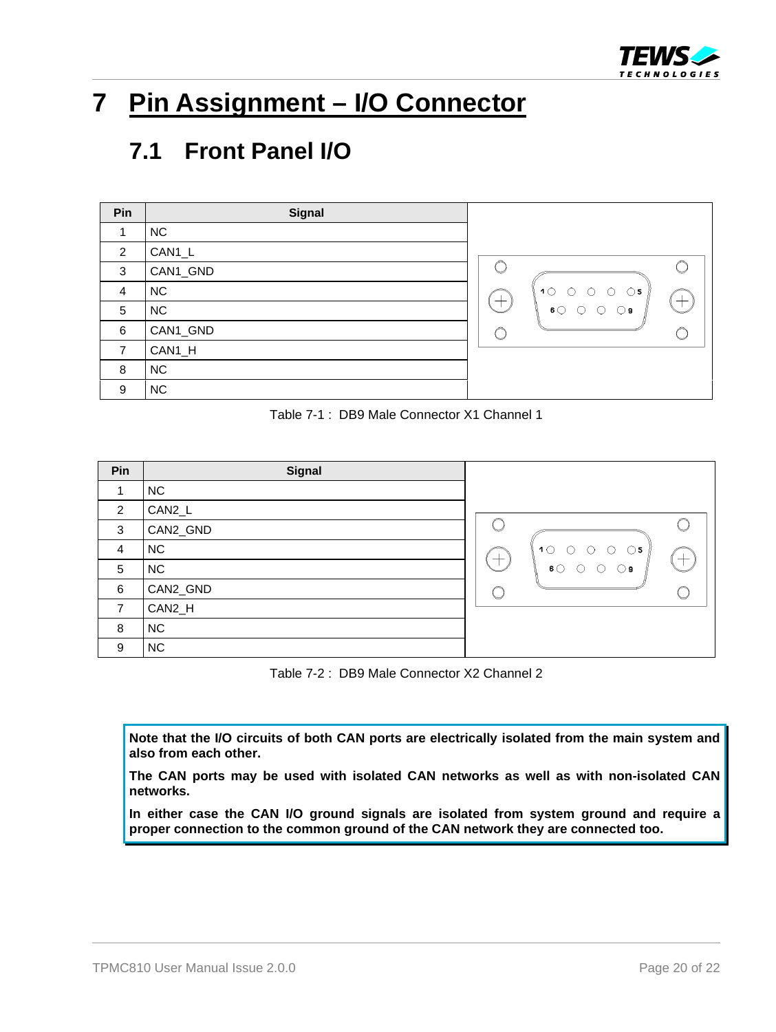# 7 Pin Assignment – I/O Connector

## 7.1 Front Panel I/O

| Pin | Signal |
|---|---|
| 1 | NC |
| 2 | CAN1_L |
| 3 | CAN1_GND |
| 4 | NC |
| 5 | NC |
| 6 | CAN1_GND |
| 7 | CAN1_H |
| 8 | NC |
| 9 | NC |

Table 7-1 : DB9 Male Connector X1 Channel 1

| Pin | Signal |
|---|---|
| 1 | NC |
| 2 | CAN2_L |
| 3 | CAN2_GND |
| 4 | NC |
| 5 | NC |
| 6 | CAN2_GND |
| 7 | CAN2_H |
| 8 | NC |
| 9 | NC |

Table 7-2 : DB9 Male Connector X2 Channel 2

**Note that the I/O circuits of both CAN ports are electrically isolated from the main system and also from each other.**

**The CAN ports may be used with isolated CAN networks as well as with non-isolated CAN networks.**

**In either case the CAN I/O ground signals are isolated from system ground and require a proper connection to the common ground of the CAN network they are connected too.**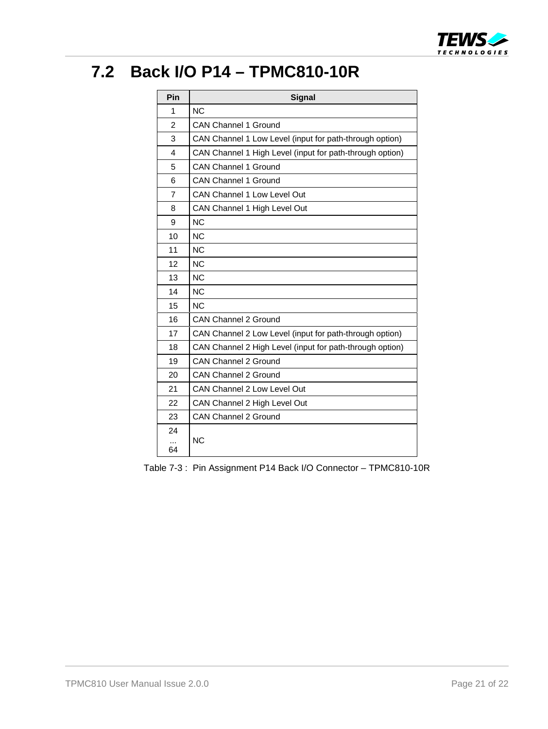## 7.2 Back I/O P14 – TPMC810-10R

| Pin | Signal |
|---|---|
| 1 | NC |
| 2 | CAN Channel 1 Ground |
| 3 | CAN Channel 1 Low Level (input for path-through option) |
| 4 | CAN Channel 1 High Level (input for path-through option) |
| 5 | CAN Channel 1 Ground |
| 6 | CAN Channel 1 Ground |
| 7 | CAN Channel 1 Low Level Out |
| 8 | CAN Channel 1 High Level Out |
| 9 | NC |
| 10 | NC |
| 11 | NC |
| 12 | NC |
| 13 | NC |
| 14 | NC |
| 15 | NC |
| 16 | CAN Channel 2 Ground |
| 17 | CAN Channel 2 Low Level (input for path-through option) |
| 18 | CAN Channel 2 High Level (input for path-through option) |
| 19 | CAN Channel 2 Ground |
| 20 | CAN Channel 2 Ground |
| 21 | CAN Channel 2 Low Level Out |
| 22 | CAN Channel 2 High Level Out |
| 23 | CAN Channel 2 Ground |
| 24 ... 64 | NC |

Table 7-3 : Pin Assignment P14 Back I/O Connector – TPMC810-10R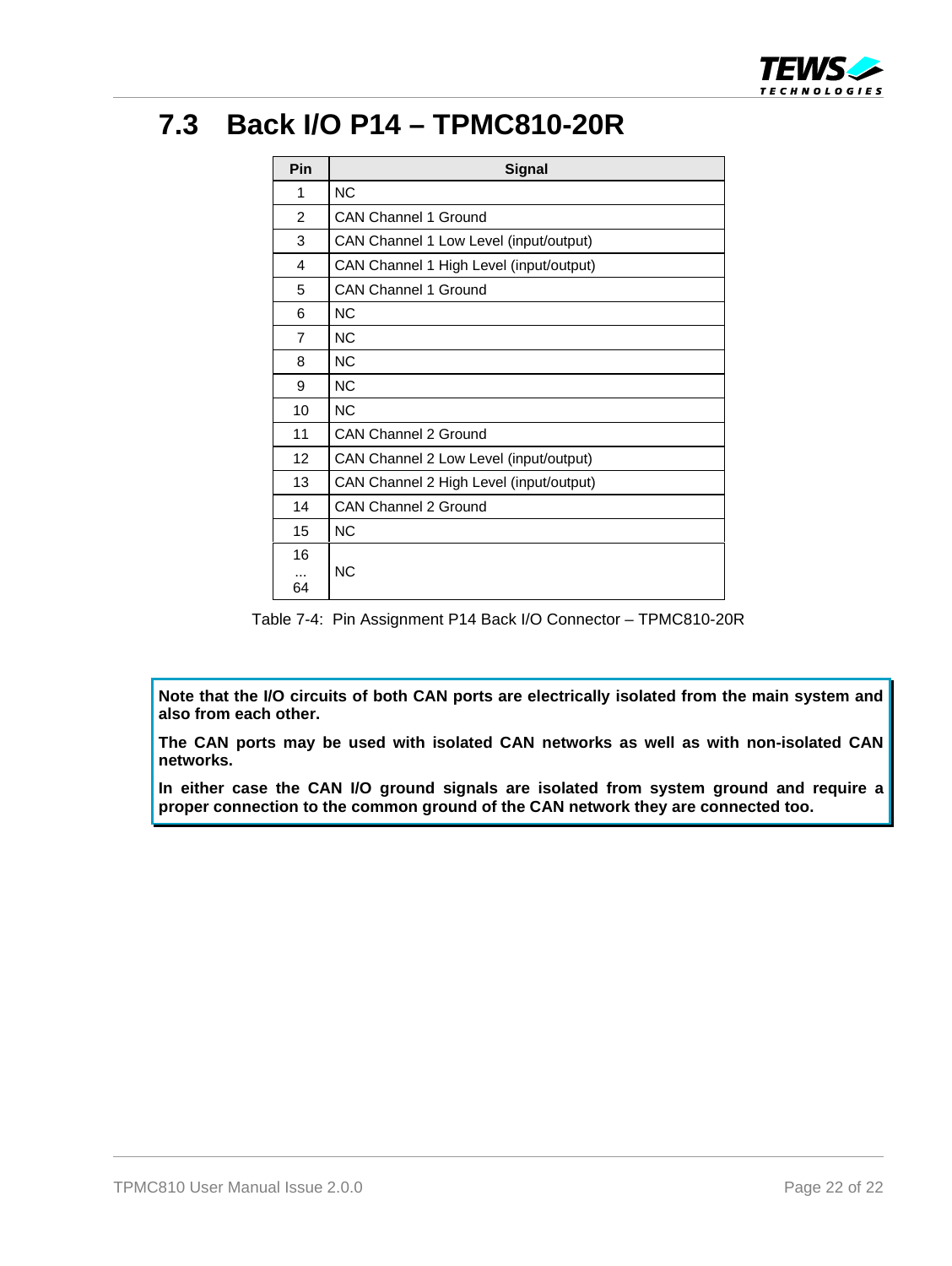## 7.3 Back I/O P14 – TPMC810-20R

| Pin | Signal |
|---|---|
| 1 | NC |
| 2 | CAN Channel 1 Ground |
| 3 | CAN Channel 1 Low Level (input/output) |
| 4 | CAN Channel 1 High Level (input/output) |
| 5 | CAN Channel 1 Ground |
| 6 | NC |
| 7 | NC |
| 8 | NC |
| 9 | NC |
| 10 | NC |
| 11 | CAN Channel 2 Ground |
| 12 | CAN Channel 2 Low Level (input/output) |
| 13 | CAN Channel 2 High Level (input/output) |
| 14 | CAN Channel 2 Ground |
| 15 | NC |
| 16 ... 64 | NC |

Table 7-4: Pin Assignment P14 Back I/O Connector – TPMC810-20R

**Note that the I/O circuits of both CAN ports are electrically isolated from the main system and also from each other.**

**The CAN ports may be used with isolated CAN networks as well as with non-isolated CAN networks.**

**In either case the CAN I/O ground signals are isolated from system ground and require a proper connection to the common ground of the CAN network they are connected too.**